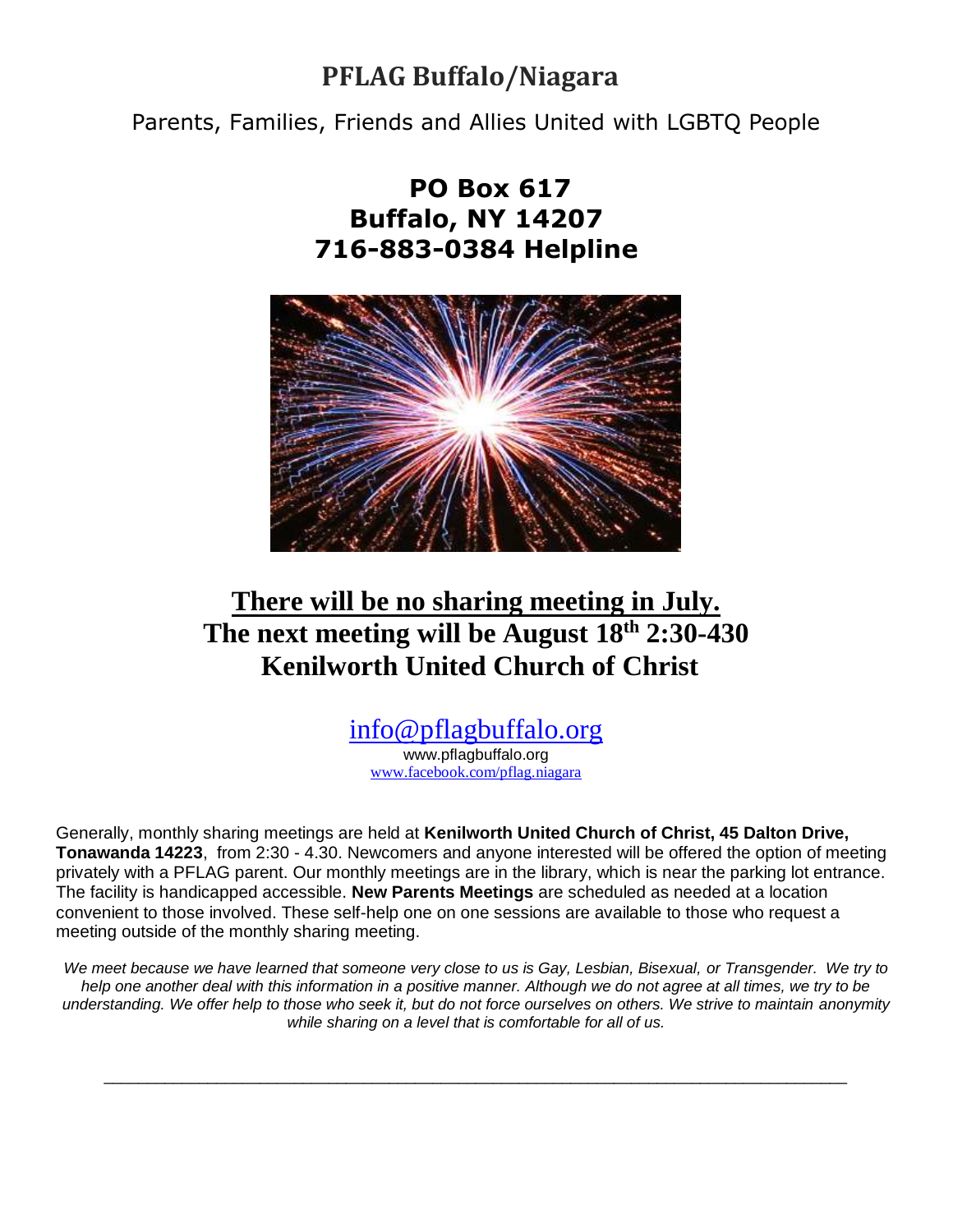# PFLAG Buffalo/Niagara

Parents, Families, Friends and Allies United with LGBTQ People

**PO Box 617**
**Buffalo, NY 14207**
**716-883-0384 Helpline**

## <u>There will be no sharing meeting in July.</u>

## The next meeting will be August 18th 2:30-430
## Kenilworth United Church of Christ

info@pflagbuffalo.org
www.pflagbuffalo.org
www.facebook.com/pflag.niagara

Generally, monthly sharing meetings are held at **Kenilworth United Church of Christ, 45 Dalton Drive, Tonawanda 14223**, from 2:30 - 4.30. Newcomers and anyone interested will be offered the option of meeting privately with a PFLAG parent. Our monthly meetings are in the library, which is near the parking lot entrance. The facility is handicapped accessible. **New Parents Meetings** are scheduled as needed at a location convenient to those involved. These self-help one on one sessions are available to those who request a meeting outside of the monthly sharing meeting.

*We meet because we have learned that someone very close to us is Gay, Lesbian, Bisexual, or Transgender. We try to help one another deal with this information in a positive manner. Although we do not agree at all times, we try to be understanding. We offer help to those who seek it, but do not force ourselves on others. We strive to maintain anonymity while sharing on a level that is comfortable for all of us.*

---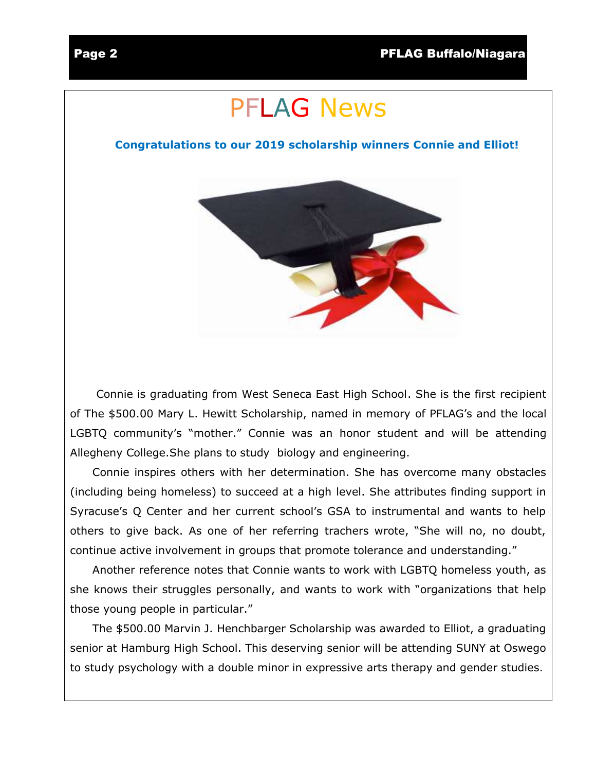# PFLAG News

**Congratulations to our 2019 scholarship winners Connie and Elliot!**

Connie is graduating from West Seneca East High School. She is the first recipient of The $500.00 Mary L. Hewitt Scholarship, named in memory of PFLAG's and the local LGBTQ community's "mother." Connie was an honor student and will be attending Allegheny College.She plans to study biology and engineering.

Connie inspires others with her determination. She has overcome many obstacles (including being homeless) to succeed at a high level. She attributes finding support in Syracuse's Q Center and her current school's GSA to instrumental and wants to help others to give back. As one of her referring trachers wrote, "She will no, no doubt, continue active involvement in groups that promote tolerance and understanding."

Another reference notes that Connie wants to work with LGBTQ homeless youth, as she knows their struggles personally, and wants to work with "organizations that help those young people in particular."

The $500.00 Marvin J. Henchbarger Scholarship was awarded to Elliot, a graduating senior at Hamburg High School. This deserving senior will be attending SUNY at Oswego to study psychology with a double minor in expressive arts therapy and gender studies.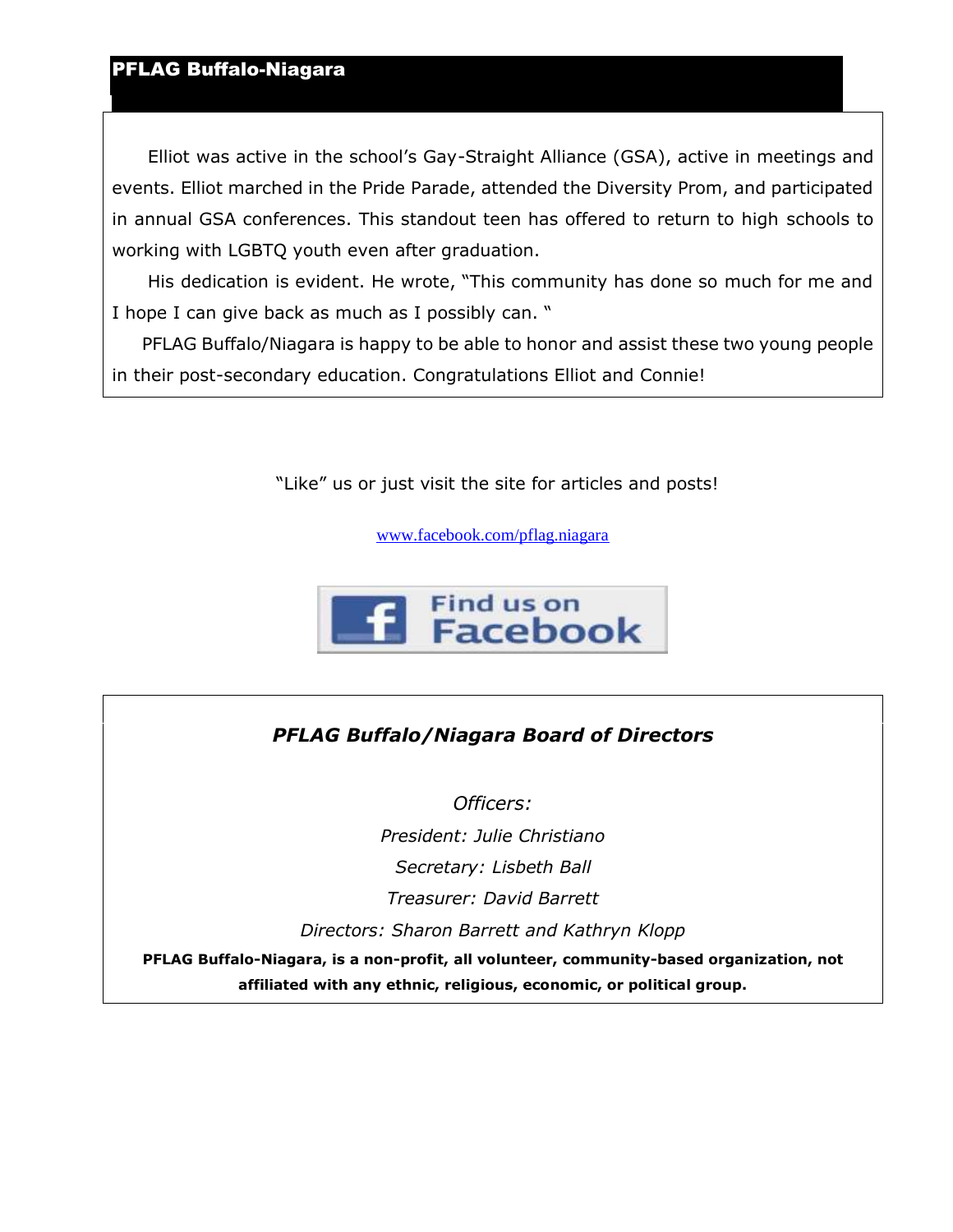## PFLAG Buffalo-Niagara

Elliot was active in the school's Gay-Straight Alliance (GSA), active in meetings and events. Elliot marched in the Pride Parade, attended the Diversity Prom, and participated in annual GSA conferences. This standout teen has offered to return to high schools to working with LGBTQ youth even after graduation.

His dedication is evident. He wrote, "This community has done so much for me and I hope I can give back as much as I possibly can. "

PFLAG Buffalo/Niagara is happy to be able to honor and assist these two young people in their post-secondary education. Congratulations Elliot and Connie!

"Like" us or just visit the site for articles and posts!

www.facebook.com/pflag.niagara

Find us on Facebook

### *PFLAG Buffalo/Niagara Board of Directors*

*Officers:*

*President: Julie Christiano*

*Secretary: Lisbeth Ball*

*Treasurer: David Barrett*

*Directors: Sharon Barrett and Kathryn Klopp*

**PFLAG Buffalo-Niagara, is a non-profit, all volunteer, community-based organization, not affiliated with any ethnic, religious, economic, or political group.**